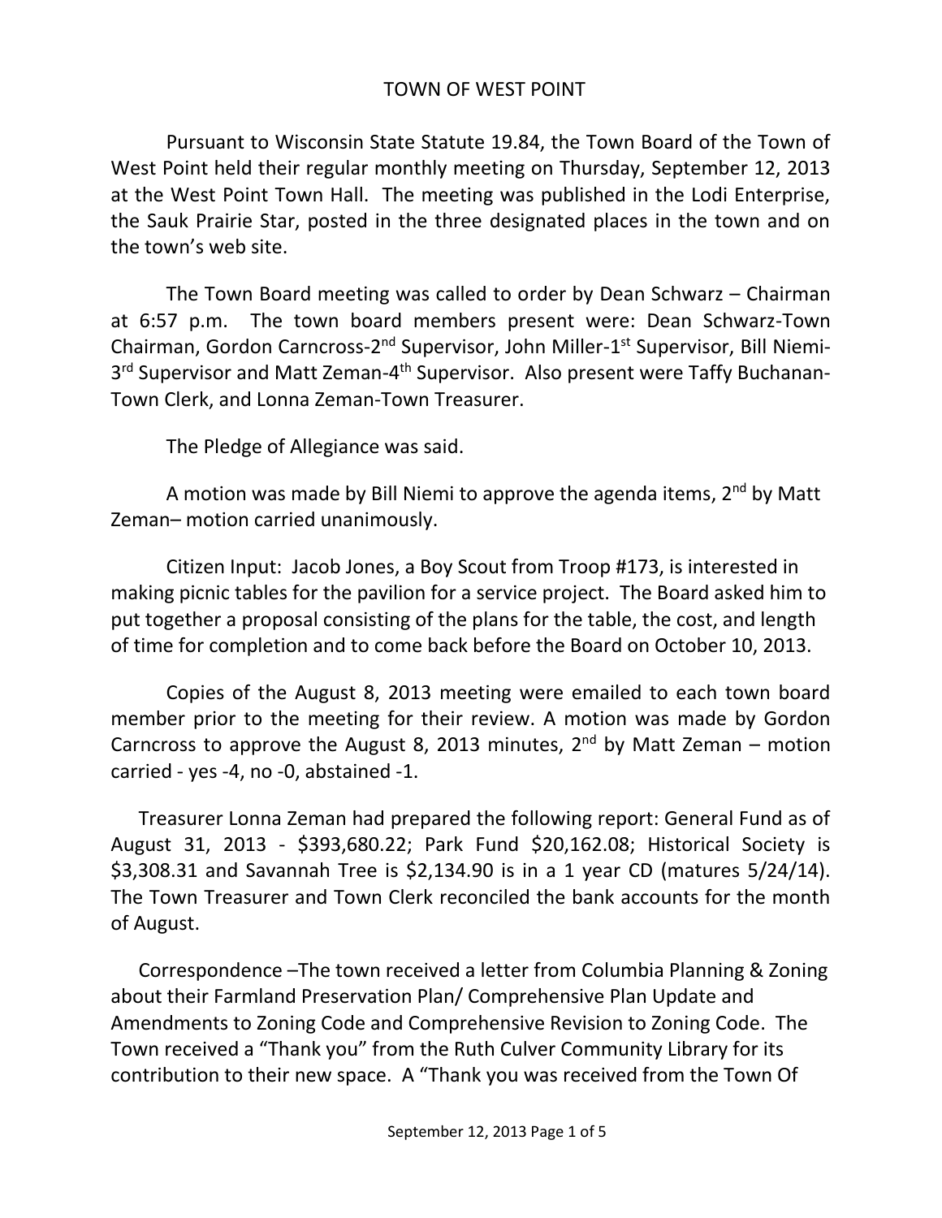# TOWN OF WEST POINT

Pursuant to Wisconsin State Statute 19.84, the Town Board of the Town of West Point held their regular monthly meeting on Thursday, September 12, 2013 at the West Point Town Hall. The meeting was published in the Lodi Enterprise, the Sauk Prairie Star, posted in the three designated places in the town and on the town's web site.

The Town Board meeting was called to order by Dean Schwarz – Chairman at 6:57 p.m. The town board members present were: Dean Schwarz-Town Chairman, Gordon Carncross-2nd Supervisor, John Miller-1st Supervisor, Bill Niemi-3rd Supervisor and Matt Zeman-4th Supervisor. Also present were Taffy Buchanan-Town Clerk, and Lonna Zeman-Town Treasurer.

The Pledge of Allegiance was said.

A motion was made by Bill Niemi to approve the agenda items, 2nd by Matt Zeman– motion carried unanimously.

Citizen Input: Jacob Jones, a Boy Scout from Troop #173, is interested in making picnic tables for the pavilion for a service project. The Board asked him to put together a proposal consisting of the plans for the table, the cost, and length of time for completion and to come back before the Board on October 10, 2013.

Copies of the August 8, 2013 meeting were emailed to each town board member prior to the meeting for their review. A motion was made by Gordon Carncross to approve the August 8, 2013 minutes, 2nd by Matt Zeman – motion carried - yes -4, no -0, abstained -1.

Treasurer Lonna Zeman had prepared the following report: General Fund as of August 31, 2013 - $393,680.22; Park Fund $20,162.08; Historical Society is $3,308.31 and Savannah Tree is $2,134.90 is in a 1 year CD (matures 5/24/14). The Town Treasurer and Town Clerk reconciled the bank accounts for the month of August.

Correspondence –The town received a letter from Columbia Planning & Zoning about their Farmland Preservation Plan/ Comprehensive Plan Update and Amendments to Zoning Code and Comprehensive Revision to Zoning Code. The Town received a "Thank you" from the Ruth Culver Community Library for its contribution to their new space. A "Thank you was received from the Town Of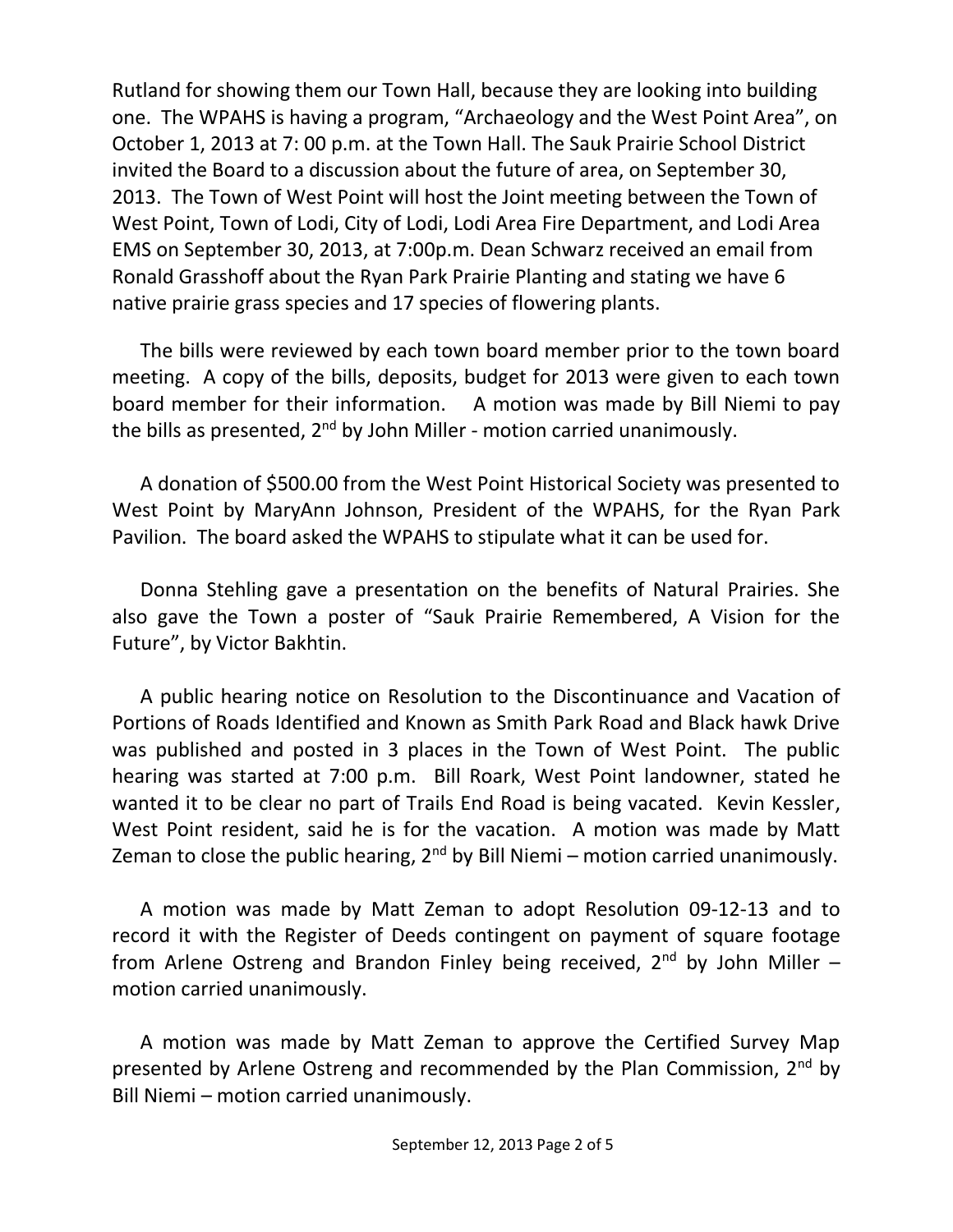Rutland for showing them our Town Hall, because they are looking into building one. The WPAHS is having a program, "Archaeology and the West Point Area", on October 1, 2013 at 7: 00 p.m. at the Town Hall. The Sauk Prairie School District invited the Board to a discussion about the future of area, on September 30, 2013. The Town of West Point will host the Joint meeting between the Town of West Point, Town of Lodi, City of Lodi, Lodi Area Fire Department, and Lodi Area EMS on September 30, 2013, at 7:00p.m. Dean Schwarz received an email from Ronald Grasshoff about the Ryan Park Prairie Planting and stating we have 6 native prairie grass species and 17 species of flowering plants.

The bills were reviewed by each town board member prior to the town board meeting. A copy of the bills, deposits, budget for 2013 were given to each town board member for their information. A motion was made by Bill Niemi to pay the bills as presented, 2nd by John Miller - motion carried unanimously.

A donation of $500.00 from the West Point Historical Society was presented to West Point by MaryAnn Johnson, President of the WPAHS, for the Ryan Park Pavilion. The board asked the WPAHS to stipulate what it can be used for.

Donna Stehling gave a presentation on the benefits of Natural Prairies. She also gave the Town a poster of "Sauk Prairie Remembered, A Vision for the Future", by Victor Bakhtin.

A public hearing notice on Resolution to the Discontinuance and Vacation of Portions of Roads Identified and Known as Smith Park Road and Black hawk Drive was published and posted in 3 places in the Town of West Point. The public hearing was started at 7:00 p.m. Bill Roark, West Point landowner, stated he wanted it to be clear no part of Trails End Road is being vacated. Kevin Kessler, West Point resident, said he is for the vacation. A motion was made by Matt Zeman to close the public hearing, 2nd by Bill Niemi – motion carried unanimously.

A motion was made by Matt Zeman to adopt Resolution 09-12-13 and to record it with the Register of Deeds contingent on payment of square footage from Arlene Ostreng and Brandon Finley being received, 2nd by John Miller – motion carried unanimously.

A motion was made by Matt Zeman to approve the Certified Survey Map presented by Arlene Ostreng and recommended by the Plan Commission, 2nd by Bill Niemi – motion carried unanimously.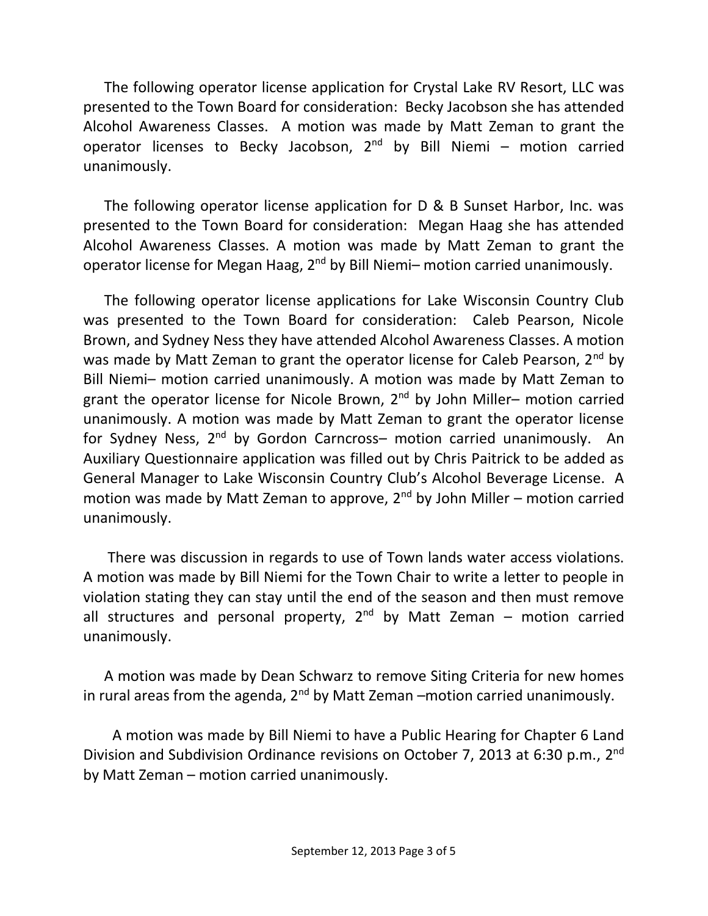The following operator license application for Crystal Lake RV Resort, LLC was presented to the Town Board for consideration: Becky Jacobson she has attended Alcohol Awareness Classes. A motion was made by Matt Zeman to grant the operator licenses to Becky Jacobson, 2nd by Bill Niemi – motion carried unanimously.

The following operator license application for D & B Sunset Harbor, Inc. was presented to the Town Board for consideration: Megan Haag she has attended Alcohol Awareness Classes. A motion was made by Matt Zeman to grant the operator license for Megan Haag, 2nd by Bill Niemi– motion carried unanimously.

The following operator license applications for Lake Wisconsin Country Club was presented to the Town Board for consideration: Caleb Pearson, Nicole Brown, and Sydney Ness they have attended Alcohol Awareness Classes. A motion was made by Matt Zeman to grant the operator license for Caleb Pearson, 2nd by Bill Niemi– motion carried unanimously. A motion was made by Matt Zeman to grant the operator license for Nicole Brown, 2nd by John Miller– motion carried unanimously. A motion was made by Matt Zeman to grant the operator license for Sydney Ness, 2nd by Gordon Carncross– motion carried unanimously. An Auxiliary Questionnaire application was filled out by Chris Paitrick to be added as General Manager to Lake Wisconsin Country Club's Alcohol Beverage License. A motion was made by Matt Zeman to approve, 2nd by John Miller – motion carried unanimously.

There was discussion in regards to use of Town lands water access violations. A motion was made by Bill Niemi for the Town Chair to write a letter to people in violation stating they can stay until the end of the season and then must remove all structures and personal property, 2nd by Matt Zeman – motion carried unanimously.

A motion was made by Dean Schwarz to remove Siting Criteria for new homes in rural areas from the agenda, 2nd by Matt Zeman –motion carried unanimously.

A motion was made by Bill Niemi to have a Public Hearing for Chapter 6 Land Division and Subdivision Ordinance revisions on October 7, 2013 at 6:30 p.m., 2nd by Matt Zeman – motion carried unanimously.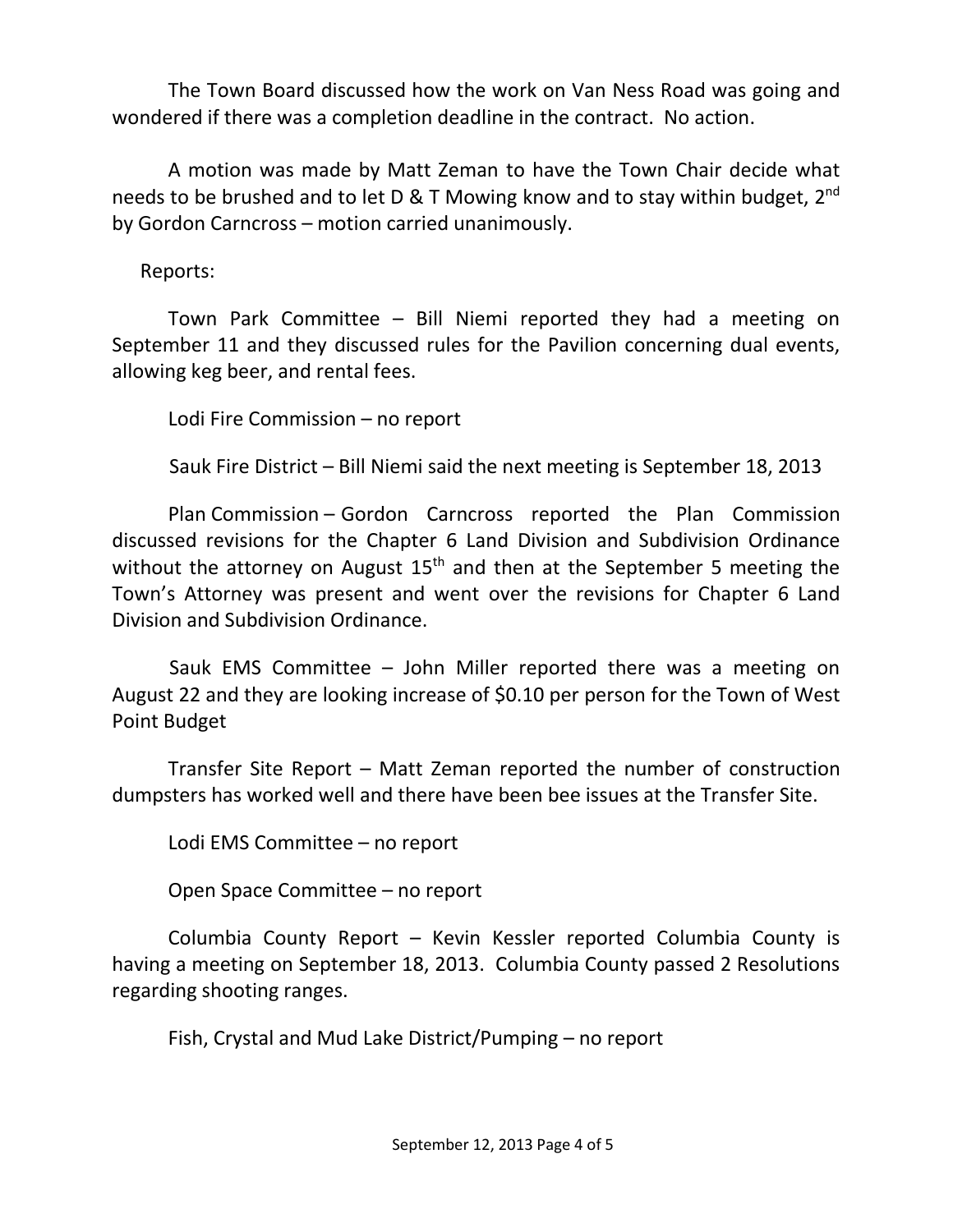The Town Board discussed how the work on Van Ness Road was going and wondered if there was a completion deadline in the contract. No action.

A motion was made by Matt Zeman to have the Town Chair decide what needs to be brushed and to let D & T Mowing know and to stay within budget, 2nd by Gordon Carncross – motion carried unanimously.

Reports:

Town Park Committee – Bill Niemi reported they had a meeting on September 11 and they discussed rules for the Pavilion concerning dual events, allowing keg beer, and rental fees.

Lodi Fire Commission – no report

Sauk Fire District – Bill Niemi said the next meeting is September 18, 2013

Plan Commission – Gordon Carncross reported the Plan Commission discussed revisions for the Chapter 6 Land Division and Subdivision Ordinance without the attorney on August 15th and then at the September 5 meeting the Town's Attorney was present and went over the revisions for Chapter 6 Land Division and Subdivision Ordinance.

Sauk EMS Committee – John Miller reported there was a meeting on August 22 and they are looking increase of $0.10 per person for the Town of West Point Budget

Transfer Site Report – Matt Zeman reported the number of construction dumpsters has worked well and there have been bee issues at the Transfer Site.

Lodi EMS Committee – no report

Open Space Committee – no report

Columbia County Report – Kevin Kessler reported Columbia County is having a meeting on September 18, 2013. Columbia County passed 2 Resolutions regarding shooting ranges.

Fish, Crystal and Mud Lake District/Pumping – no report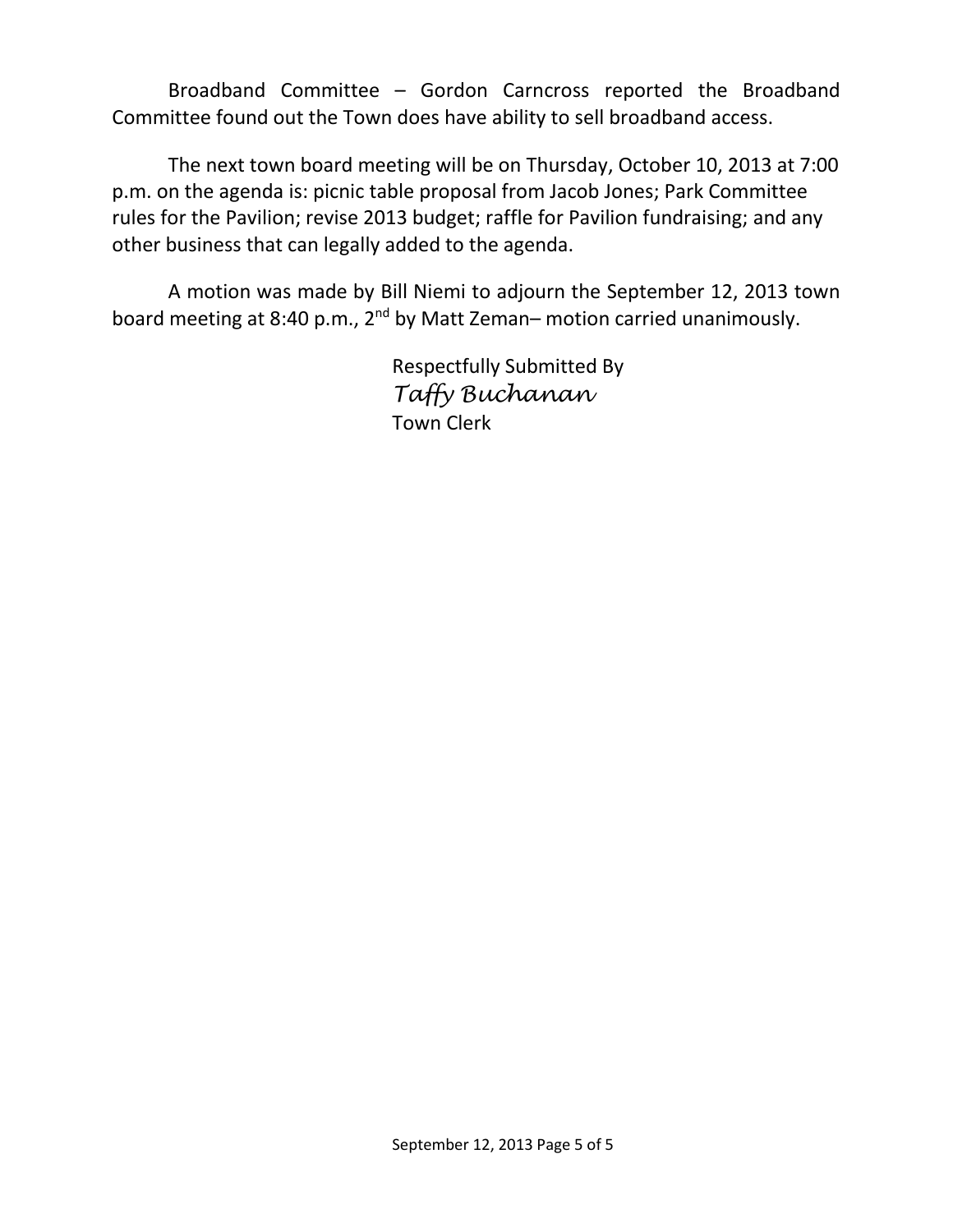Broadband Committee – Gordon Carncross reported the Broadband Committee found out the Town does have ability to sell broadband access.

The next town board meeting will be on Thursday, October 10, 2013 at 7:00 p.m. on the agenda is: picnic table proposal from Jacob Jones; Park Committee rules for the Pavilion; revise 2013 budget; raffle for Pavilion fundraising; and any other business that can legally added to the agenda.

A motion was made by Bill Niemi to adjourn the September 12, 2013 town board meeting at 8:40 p.m., 2nd by Matt Zeman– motion carried unanimously.

Respectfully Submitted By  
*Taffy Buchanan*  
Town Clerk